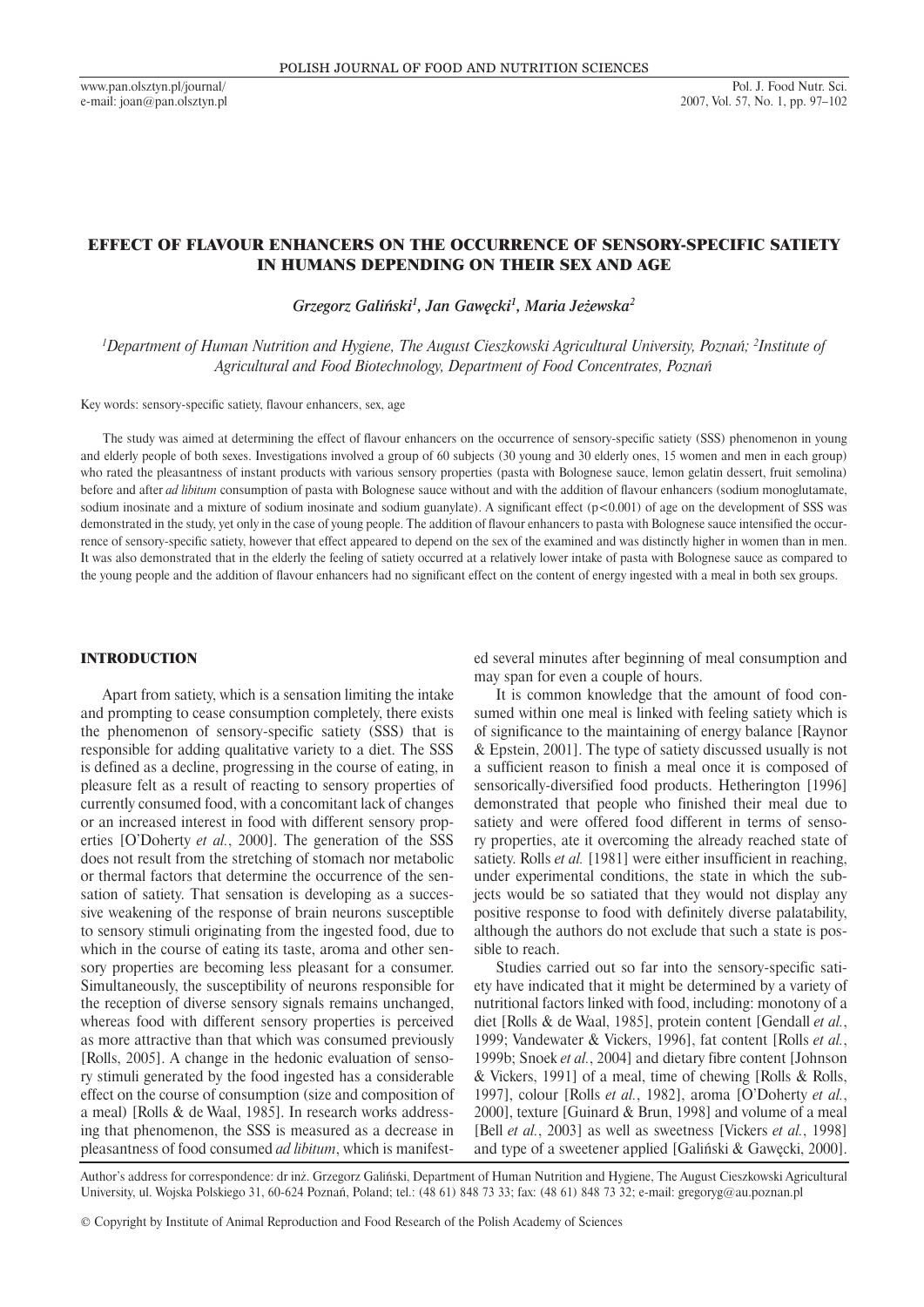# EFFECT OF FLAVOUR ENHANCERS ON THE OCCURRENCE OF SENSORY-SPECIFIC SATIETY IN HUMANS DEPENDING ON THEIR SEX AND AGE

*Grzegorz Galiński[1], Jan Gawęcki[1], Maria Jeżewska[2]*

[1]*Department of Human Nutrition and Hygiene, The August Cieszkowski Agricultural University, Poznań;* [2]*Institute of Agricultural and Food Biotechnology, Department of Food Concentrates, Poznań*

Key words: sensory-specific satiety, flavour enhancers, sex, age

The study was aimed at determining the effect of flavour enhancers on the occurrence of sensory-specific satiety (SSS) phenomenon in young and elderly people of both sexes. Investigations involved a group of 60 subjects (30 young and 30 elderly ones, 15 women and men in each group) who rated the pleasantness of instant products with various sensory properties (pasta with Bolognese sauce, lemon gelatin dessert, fruit semolina) before and after *ad libitum* consumption of pasta with Bolognese sauce without and with the addition of flavour enhancers (sodium monoglutamate, sodium inosinate and a mixture of sodium inosinate and sodium guanylate). A significant effect ($p<0.001$) of age on the development of SSS was demonstrated in the study, yet only in the case of young people. The addition of flavour enhancers to pasta with Bolognese sauce intensified the occurrence of sensory-specific satiety, however that effect appeared to depend on the sex of the examined and was distinctly higher in women than in men. It was also demonstrated that in the elderly the feeling of satiety occurred at a relatively lower intake of pasta with Bolognese sauce as compared to the young people and the addition of flavour enhancers had no significant effect on the content of energy ingested with a meal in both sex groups.

## INTRODUCTION

Apart from satiety, which is a sensation limiting the intake and prompting to cease consumption completely, there exists the phenomenon of sensory-specific satiety (SSS) that is responsible for adding qualitative variety to a diet. The SSS is defined as a decline, progressing in the course of eating, in pleasure felt as a result of reacting to sensory properties of currently consumed food, with a concomitant lack of changes or an increased interest in food with different sensory properties [O'Doherty *et al.*, 2000]. The generation of the SSS does not result from the stretching of stomach nor metabolic or thermal factors that determine the occurrence of the sensation of satiety. That sensation is developing as a successive weakening of the response of brain neurons susceptible to sensory stimuli originating from the ingested food, due to which in the course of eating its taste, aroma and other sensory properties are becoming less pleasant for a consumer. Simultaneously, the susceptibility of neurons responsible for the reception of diverse sensory signals remains unchanged, whereas food with different sensory properties is perceived as more attractive than that which was consumed previously [Rolls, 2005]. A change in the hedonic evaluation of sensory stimuli generated by the food ingested has a considerable effect on the course of consumption (size and composition of a meal) [Rolls & de Waal, 1985]. In research works addressing that phenomenon, the SSS is measured as a decrease in pleasantness of food consumed *ad libitum*, which is manifested several minutes after beginning of meal consumption and may span for even a couple of hours.

It is common knowledge that the amount of food consumed within one meal is linked with feeling satiety which is of significance to the maintaining of energy balance [Raynor & Epstein, 2001]. The type of satiety discussed usually is not a sufficient reason to finish a meal once it is composed of sensorically-diversified food products. Hetherington [1996] demonstrated that people who finished their meal due to satiety and were offered food different in terms of sensory properties, ate it overcoming the already reached state of satiety. Rolls *et al.* [1981] were either insufficient in reaching, under experimental conditions, the state in which the subjects would be so satiated that they would not display any positive response to food with definitely diverse palatability, although the authors do not exclude that such a state is possible to reach.

Studies carried out so far into the sensory-specific satiety have indicated that it might be determined by a variety of nutritional factors linked with food, including: monotony of a diet [Rolls & de Waal, 1985], protein content [Gendall *et al.*, 1999; Vandewater & Vickers, 1996], fat content [Rolls *et al.*, 1999b; Snoek *et al.*, 2004] and dietary fibre content [Johnson & Vickers, 1991] of a meal, time of chewing [Rolls & Rolls, 1997], colour [Rolls *et al.*, 1982], aroma [O'Doherty *et al.*, 2000], texture [Guinard & Brun, 1998] and volume of a meal [Bell *et al.*, 2003] as well as sweetness [Vickers *et al.*, 1998] and type of a sweetener applied [Galiński & Gawęcki, 2000].

Author's address for correspondence: dr inż. Grzegorz Galiński, Department of Human Nutrition and Hygiene, The August Cieszkowski Agricultural University, ul. Wojska Polskiego 31, 60-624 Poznań, Poland; tel.: (48 61) 848 73 33; fax: (48 61) 848 73 32; e-mail: gregoryg@au.poznan.pl

© Copyright by Institute of Animal Reproduction and Food Research of the Polish Academy of Sciences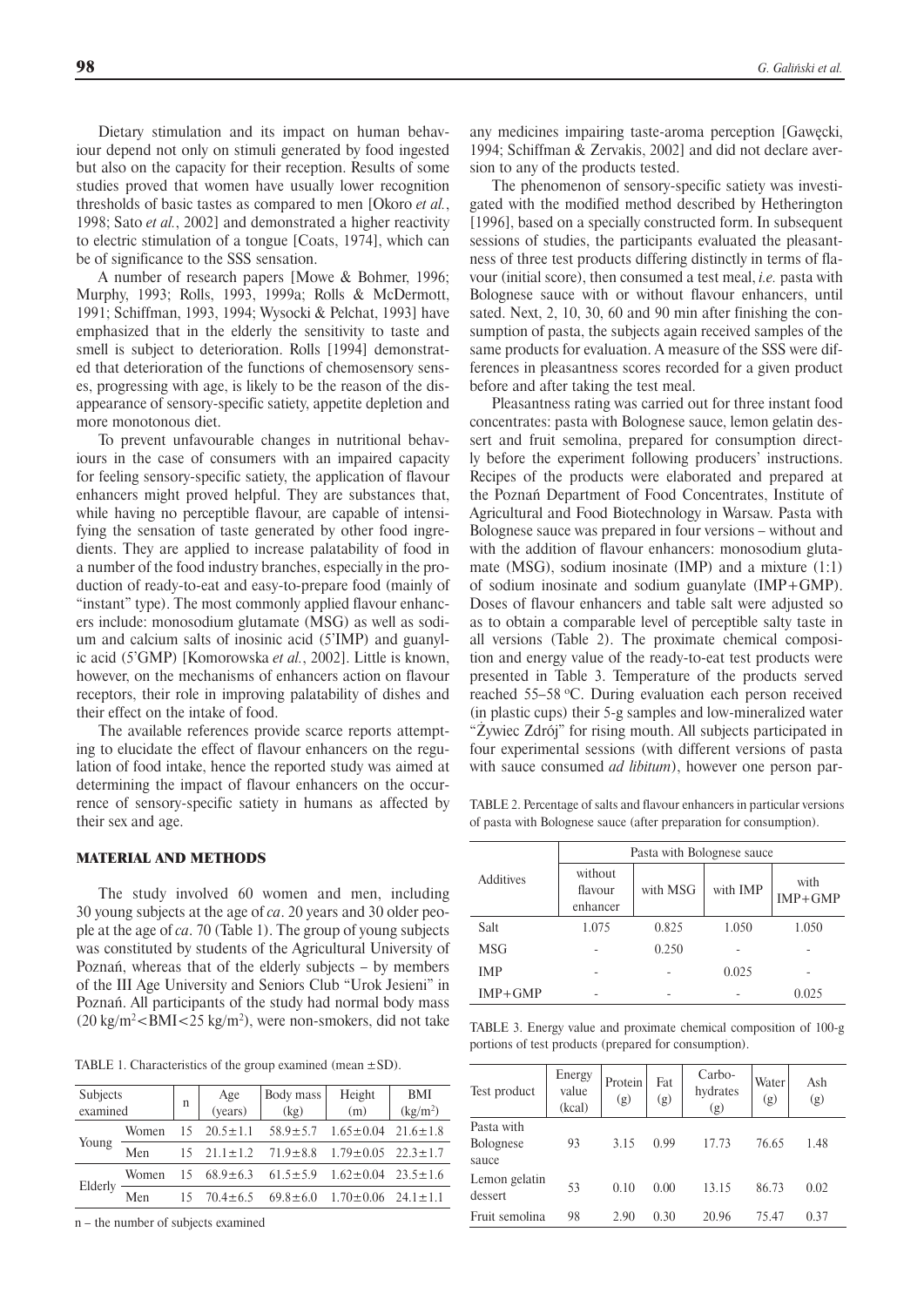Dietary stimulation and its impact on human behaviour depend not only on stimuli generated by food ingested but also on the capacity for their reception. Results of some studies proved that women have usually lower recognition thresholds of basic tastes as compared to men [Okoro *et al.*, 1998; Sato *et al.*, 2002] and demonstrated a higher reactivity to electric stimulation of a tongue [Coats, 1974], which can be of significance to the SSS sensation.

A number of research papers [Mowe & Bohmer, 1996; Murphy, 1993; Rolls, 1993, 1999a; Rolls & McDermott, 1991; Schiffman, 1993, 1994; Wysocki & Pelchat, 1993] have emphasized that in the elderly the sensitivity to taste and smell is subject to deterioration. Rolls [1994] demonstrated that deterioration of the functions of chemosensory senses, progressing with age, is likely to be the reason of the disappearance of sensory-specific satiety, appetite depletion and more monotonous diet.

To prevent unfavourable changes in nutritional behaviours in the case of consumers with an impaired capacity for feeling sensory-specific satiety, the application of flavour enhancers might proved helpful. They are substances that, while having no perceptible flavour, are capable of intensifying the sensation of taste generated by other food ingredients. They are applied to increase palatability of food in a number of the food industry branches, especially in the production of ready-to-eat and easy-to-prepare food (mainly of "instant" type). The most commonly applied flavour enhancers include: monosodium glutamate (MSG) as well as sodium and calcium salts of inosinic acid (5'IMP) and guanylic acid (5'GMP) [Komorowska *et al.*, 2002]. Little is known, however, on the mechanisms of enhancers action on flavour receptors, their role in improving palatability of dishes and their effect on the intake of food.

The available references provide scarce reports attempting to elucidate the effect of flavour enhancers on the regulation of food intake, hence the reported study was aimed at determining the impact of flavour enhancers on the occurrence of sensory-specific satiety in humans as affected by their sex and age.

## MATERIAL AND METHODS

The study involved 60 women and men, including 30 young subjects at the age of *ca*. 20 years and 30 older people at the age of *ca*. 70 (Table 1). The group of young subjects was constituted by students of the Agricultural University of Poznań, whereas that of the elderly subjects – by members of the III Age University and Seniors Club "Urok Jesieni" in Poznań. All participants of the study had normal body mass (20 kg/m$^2$<BMI<25 kg/m$^2$), were non-smokers, did not take any medicines impairing taste-aroma perception [Gawęcki, 1994; Schiffman & Zervakis, 2002] and did not declare aversion to any of the products tested.

The phenomenon of sensory-specific satiety was investigated with the modified method described by Hetherington [1996], based on a specially constructed form. In subsequent sessions of studies, the participants evaluated the pleasantness of three test products differing distinctly in terms of flavour (initial score), then consumed a test meal, *i.e.* pasta with Bolognese sauce with or without flavour enhancers, until sated. Next, 2, 10, 30, 60 and 90 min after finishing the consumption of pasta, the subjects again received samples of the same products for evaluation. A measure of the SSS were differences in pleasantness scores recorded for a given product before and after taking the test meal.

Pleasantness rating was carried out for three instant food concentrates: pasta with Bolognese sauce, lemon gelatin dessert and fruit semolina, prepared for consumption directly before the experiment following producers' instructions. Recipes of the products were elaborated and prepared at the Poznań Department of Food Concentrates, Institute of Agricultural and Food Biotechnology in Warsaw. Pasta with Bolognese sauce was prepared in four versions – without and with the addition of flavour enhancers: monosodium glutamate (MSG), sodium inosinate (IMP) and a mixture (1:1) of sodium inosinate and sodium guanylate (IMP+GMP). Doses of flavour enhancers and table salt were adjusted so as to obtain a comparable level of perceptible salty taste in all versions (Table 2). The proximate chemical composition and energy value of the ready-to-eat test products were presented in Table 3. Temperature of the products served reached 55–58 °C. During evaluation each person received (in plastic cups) their 5-g samples and low-mineralized water "Żywiec Zdrój" for rising mouth. All subjects participated in four experimental sessions (with different versions of pasta with sauce consumed *ad libitum*), however one person par-

TABLE 1. Characteristics of the group examined (mean ± SD).

| Subjects examined | | n | Age (years) | Body mass (kg) | Height (m) | BMI (kg/m$^2$) |
|---|---|---|---|---|---|---|
| Young | Women | 15 | 20.5±1.1 | 58.9±5.7 | 1.65±0.04 | 21.6±1.8 |
| | Men | 15 | 21.1±1.2 | 71.9±8.8 | 1.79±0.05 | 22.3±1.7 |
| Elderly | Women | 15 | 68.9±6.3 | 61.5±5.9 | 1.62±0.04 | 23.5±1.6 |
| | Men | 15 | 70.4±6.5 | 69.8±6.0 | 1.70±0.06 | 24.1±1.1 |

n – the number of subjects examined

TABLE 2. Percentage of salts and flavour enhancers in particular versions of pasta with Bolognese sauce (after preparation for consumption).

| Additives | Pasta with Bolognese sauce | | | |
|---|---|---|---|---|
| | without flavour enhancer | with MSG | with IMP | with IMP+GMP |
| Salt | 1.075 | 0.825 | 1.050 | 1.050 |
| MSG | - | 0.250 | - | - |
| IMP | - | - | 0.025 | - |
| IMP+GMP | - | - | - | 0.025 |

TABLE 3. Energy value and proximate chemical composition of 100-g portions of test products (prepared for consumption).

| Test product | Energy value (kcal) | Protein (g) | Fat (g) | Carbohydrates (g) | Water (g) | Ash (g) |
|---|---|---|---|---|---|---|
| Pasta with Bolognese sauce | 93 | 3.15 | 0.99 | 17.73 | 76.65 | 1.48 |
| Lemon gelatin dessert | 53 | 0.10 | 0.00 | 13.15 | 86.73 | 0.02 |
| Fruit semolina | 98 | 2.90 | 0.30 | 20.96 | 75.47 | 0.37 |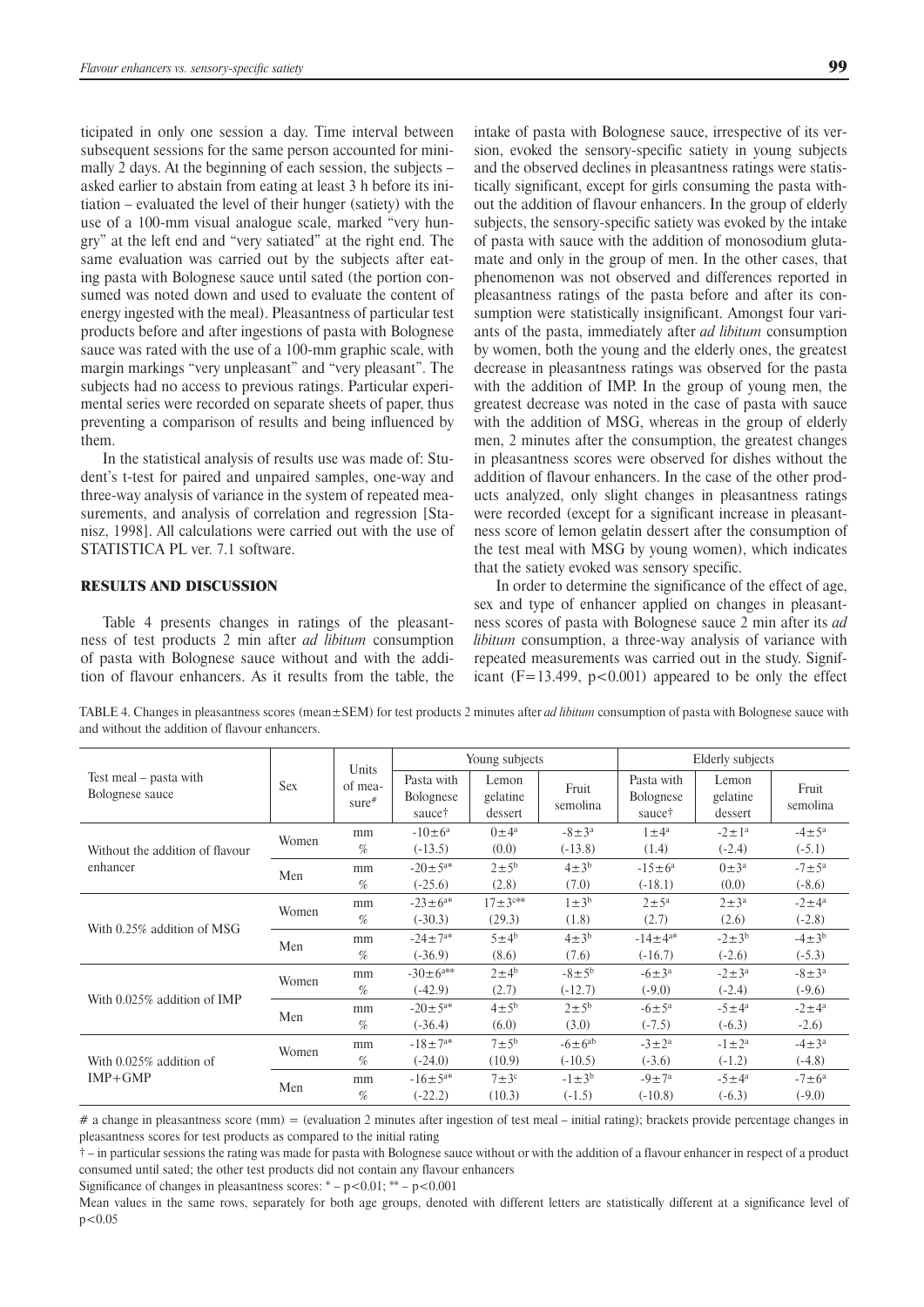ticipated in only one session a day. Time interval between subsequent sessions for the same person accounted for minimally 2 days. At the beginning of each session, the subjects – asked earlier to abstain from eating at least 3 h before its initiation – evaluated the level of their hunger (satiety) with the use of a 100-mm visual analogue scale, marked "very hungry" at the left end and "very satiated" at the right end. The same evaluation was carried out by the subjects after eating pasta with Bolognese sauce until sated (the portion consumed was noted down and used to evaluate the content of energy ingested with the meal). Pleasantness of particular test products before and after ingestions of pasta with Bolognese sauce was rated with the use of a 100-mm graphic scale, with margin markings "very unpleasant" and "very pleasant". The subjects had no access to previous ratings. Particular experimental series were recorded on separate sheets of paper, thus preventing a comparison of results and being influenced by them.

In the statistical analysis of results use was made of: Student's t-test for paired and unpaired samples, one-way and three-way analysis of variance in the system of repeated measurements, and analysis of correlation and regression [Stanisz, 1998]. All calculations were carried out with the use of STATISTICA PL ver. 7.1 software.

## RESULTS AND DISCUSSION

Table 4 presents changes in ratings of the pleasantness of test products 2 min after *ad libitum* consumption of pasta with Bolognese sauce without and with the addition of flavour enhancers. As it results from the table, the intake of pasta with Bolognese sauce, irrespective of its version, evoked the sensory-specific satiety in young subjects and the observed declines in pleasantness ratings were statistically significant, except for girls consuming the pasta without the addition of flavour enhancers. In the group of elderly subjects, the sensory-specific satiety was evoked by the intake of pasta with sauce with the addition of monosodium glutamate and only in the group of men. In the other cases, that phenomenon was not observed and differences reported in pleasantness ratings of the pasta before and after its consumption were statistically insignificant. Amongst four variants of the pasta, immediately after *ad libitum* consumption by women, both the young and the elderly ones, the greatest decrease in pleasantness ratings was observed for the pasta with the addition of IMP. In the group of young men, the greatest decrease was noted in the case of pasta with sauce with the addition of MSG, whereas in the group of elderly men, 2 minutes after the consumption, the greatest changes in pleasantness scores were observed for dishes without the addition of flavour enhancers. In the case of the other products analyzed, only slight changes in pleasantness ratings were recorded (except for a significant increase in pleasantness score of lemon gelatin dessert after the consumption of the test meal with MSG by young women), which indicates that the satiety evoked was sensory specific.

In order to determine the significance of the effect of age, sex and type of enhancer applied on changes in pleasantness scores of pasta with Bolognese sauce 2 min after its *ad libitum* consumption, a three-way analysis of variance with repeated measurements was carried out in the study. Significant ($F=13.499$, $p<0.001$) appeared to be only the effect

TABLE 4. Changes in pleasantness scores (mean±SEM) for test products 2 minutes after *ad libitum* consumption of pasta with Bolognese sauce with and without the addition of flavour enhancers.

| Test meal – pasta with Bolognese sauce | Sex | Units of measure# | Young subjects | | | Elderly subjects | | |
|---|---|---|---|---|---|---|---|---|
| | | | Pasta with Bolognese sauce† | Lemon gelatine dessert | Fruit semolina | Pasta with Bolognese sauce† | Lemon gelatine dessert | Fruit semolina |
| Without the addition of flavour enhancer | Women | mm | $-10\pm6^{a}$ | $0\pm4^{a}$ | $-8\pm3^{a}$ | $1\pm4^{a}$ | $-2\pm1^{a}$ | $-4\pm5^{a}$ |
| | | % | (-13.5) | (0.0) | (-13.8) | (1.4) | (-2.4) | (-5.1) |
| | Men | mm | $-20\pm5^{a*}$ | $2\pm5^{b}$ | $4\pm3^{b}$ | $-15\pm6^{a}$ | $0\pm3^{a}$ | $-7\pm5^{a}$ |
| | | % | (-25.6) | (2.8) | (7.0) | (-18.1) | (0.0) | (-8.6) |
| With 0.25% addition of MSG | Women | mm | $-23\pm6^{a*}$ | $17\pm3^{c**}$ | $1\pm3^{b}$ | $2\pm5^{a}$ | $2\pm3^{a}$ | $-2\pm4^{a}$ |
| | | % | (-30.3) | (29.3) | (1.8) | (2.7) | (2.6) | (-2.8) |
| | Men | mm | $-24\pm7^{a*}$ | $5\pm4^{b}$ | $4\pm3^{b}$ | $-14\pm4^{a*}$ | $-2\pm3^{b}$ | $-4\pm3^{b}$ |
| | | % | (-36.9) | (8.6) | (7.6) | (-16.7) | (-2.6) | (-5.3) |
| With 0.025% addition of IMP | Women | mm | $-30\pm6^{a**}$ | $2\pm4^{b}$ | $-8\pm5^{b}$ | $-6\pm3^{a}$ | $-2\pm3^{a}$ | $-8\pm3^{a}$ |
| | | % | (-42.9) | (2.7) | (-12.7) | (-9.0) | (-2.4) | (-9.6) |
| | Men | mm | $-20\pm5^{a*}$ | $4\pm5^{b}$ | $2\pm5^{b}$ | $-6\pm5^{a}$ | $-5\pm4^{a}$ | $-2\pm4^{a}$ |
| | | % | (-36.4) | (6.0) | (3.0) | (-7.5) | (-6.3) | -2.6) |
| With 0.025% addition of IMP+GMP | Women | mm | $-18\pm7^{a*}$ | $7\pm5^{b}$ | $-6\pm6^{ab}$ | $-3\pm2^{a}$ | $-1\pm2^{a}$ | $-4\pm3^{a}$ |
| | | % | (-24.0) | (10.9) | (-10.5) | (-3.6) | (-1.2) | (-4.8) |
| | Men | mm | $-16\pm5^{a*}$ | $7\pm3^{c}$ | $-1\pm3^{b}$ | $-9\pm7^{a}$ | $-5\pm4^{a}$ | $-7\pm6^{a}$ |
| | | % | (-22.2) | (10.3) | (-1.5) | (-10.8) | (-6.3) | (-9.0) |

# a change in pleasantness score (mm) = (evaluation 2 minutes after ingestion of test meal – initial rating); brackets provide percentage changes in pleasantness scores for test products as compared to the initial rating

† – in particular sessions the rating was made for pasta with Bolognese sauce without or with the addition of a flavour enhancer in respect of a product consumed until sated; the other test products did not contain any flavour enhancers

Significance of changes in pleasantness scores: * – $p<0.01$; ** – $p<0.001$

Mean values in the same rows, separately for both age groups, denoted with different letters are statistically different at a significance level of $p<0.05$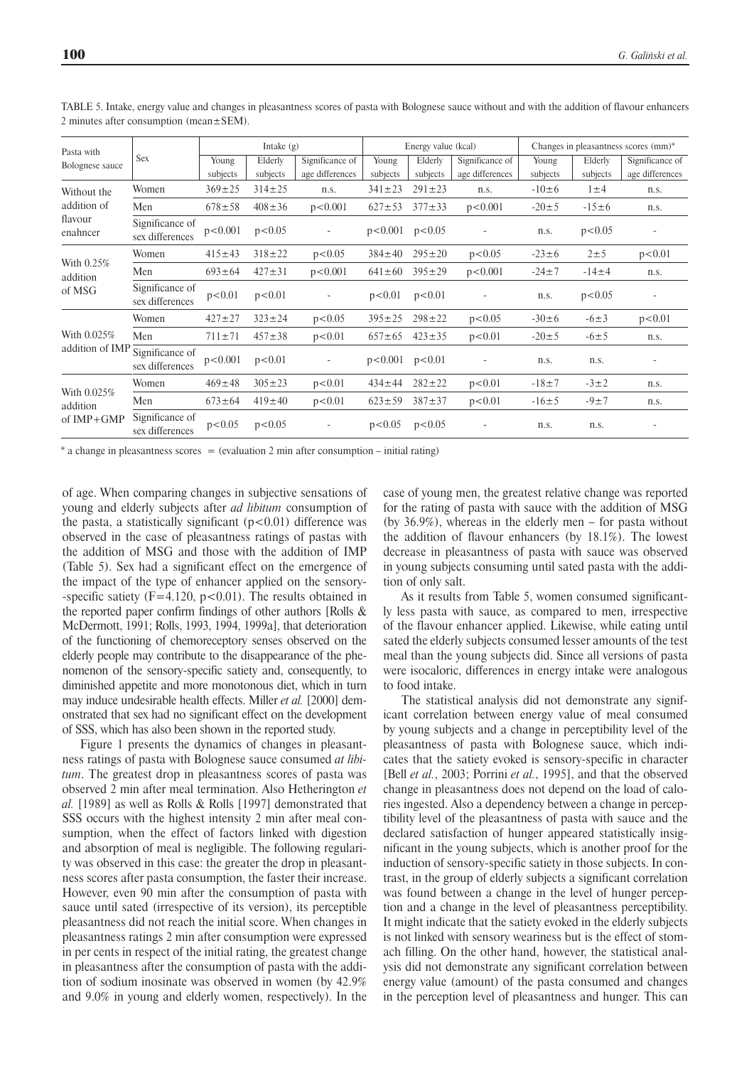TABLE 5. Intake, energy value and changes in pleasantness scores of pasta with Bolognese sauce without and with the addition of flavour enhancers 2 minutes after consumption (mean±SEM).

| Pasta with Bolognese sauce | Sex | Intake (g) | | | Energy value (kcal) | | | Changes in pleasantness scores (mm)* | | |
|---|---|---|---|---|---|---|---|---|---|---|
| | | Young subjects | Elderly subjects | Significance of age differences | Young subjects | Elderly subjects | Significance of age differences | Young subjects | Elderly subjects | Significance of age differences |
| Without the addition of flavour enahncer | Women | 369±25 | 314±25 | n.s. | 341±23 | 291±23 | n.s. | -10±6 | 1±4 | n.s. |
| | Men | 678±58 | 408±36 | p<0.001 | 627±53 | 377±33 | p<0.001 | -20±5 | -15±6 | n.s. |
| | Significance of sex differences | p<0.001 | p<0.05 | - | p<0.001 | p<0.05 | - | n.s. | p<0.05 | - |
| With 0.25% addition of MSG | Women | 415±43 | 318±22 | p<0.05 | 384±40 | 295±20 | p<0.05 | -23±6 | 2±5 | p<0.01 |
| | Men | 693±64 | 427±31 | p<0.001 | 641±60 | 395±29 | p<0.001 | -24±7 | -14±4 | n.s. |
| | Significance of sex differences | p<0.01 | p<0.01 | - | p<0.01 | p<0.01 | - | n.s. | p<0.05 | - |
| With 0.025% addition of IMP | Women | 427±27 | 323±24 | p<0.05 | 395±25 | 298±22 | p<0.05 | -30±6 | -6±3 | p<0.01 |
| | Men | 711±71 | 457±38 | p<0.01 | 657±65 | 423±35 | p<0.01 | -20±5 | -6±5 | n.s. |
| | Significance of sex differences | p<0.001 | p<0.01 | - | p<0.001 | p<0.01 | - | n.s. | n.s. | - |
| With 0.025% addition of IMP+GMP | Women | 469±48 | 305±23 | p<0.01 | 434±44 | 282±22 | p<0.01 | -18±7 | -3±2 | n.s. |
| | Men | 673±64 | 419±40 | p<0.01 | 623±59 | 387±37 | p<0.01 | -16±5 | -9±7 | n.s. |
| | Significance of sex differences | p<0.05 | p<0.05 | - | p<0.05 | p<0.05 | - | n.s. | n.s. | - |

\* a change in pleasantness scores = (evaluation 2 min after consumption – initial rating)

of age. When comparing changes in subjective sensations of young and elderly subjects after *ad libitum* consumption of the pasta, a statistically significant ($p<0.01$) difference was observed in the case of pleasantness ratings of pastas with the addition of MSG and those with the addition of IMP (Table 5). Sex had a significant effect on the emergence of the impact of the type of enhancer applied on the sensory--specific satiety ($F=4.120$, $p<0.01$). The results obtained in the reported paper confirm findings of other authors [Rolls & McDermott, 1991; Rolls, 1993, 1994, 1999a], that deterioration of the functioning of chemoreceptory senses observed on the elderly people may contribute to the disappearance of the phenomenon of the sensory-specific satiety and, consequently, to diminished appetite and more monotonous diet, which in turn may induce undesirable health effects. Miller *et al.* [2000] demonstrated that sex had no significant effect on the development of SSS, which has also been shown in the reported study.

Figure 1 presents the dynamics of changes in pleasantness ratings of pasta with Bolognese sauce consumed *at libitum*. The greatest drop in pleasantness scores of pasta was observed 2 min after meal termination. Also Hetherington *et al.* [1989] as well as Rolls & Rolls [1997] demonstrated that SSS occurs with the highest intensity 2 min after meal consumption, when the effect of factors linked with digestion and absorption of meal is negligible. The following regularity was observed in this case: the greater the drop in pleasantness scores after pasta consumption, the faster their increase. However, even 90 min after the consumption of pasta with sauce until sated (irrespective of its version), its perceptible pleasantness did not reach the initial score. When changes in pleasantness ratings 2 min after consumption were expressed in per cents in respect of the initial rating, the greatest change in pleasantness after the consumption of pasta with the addition of sodium inosinate was observed in women (by 42.9% and 9.0% in young and elderly women, respectively). In the case of young men, the greatest relative change was reported for the rating of pasta with sauce with the addition of MSG (by 36.9%), whereas in the elderly men – for pasta without the addition of flavour enhancers (by 18.1%). The lowest decrease in pleasantness of pasta with sauce was observed in young subjects consuming until sated pasta with the addition of only salt.

As it results from Table 5, women consumed significantly less pasta with sauce, as compared to men, irrespective of the flavour enhancer applied. Likewise, while eating until sated the elderly subjects consumed lesser amounts of the test meal than the young subjects did. Since all versions of pasta were isocaloric, differences in energy intake were analogous to food intake.

The statistical analysis did not demonstrate any significant correlation between energy value of meal consumed by young subjects and a change in perceptibility level of the pleasantness of pasta with Bolognese sauce, which indicates that the satiety evoked is sensory-specific in character [Bell *et al.*, 2003; Porrini *et al.*, 1995], and that the observed change in pleasantness does not depend on the load of calories ingested. Also a dependency between a change in perceptibility level of the pleasantness of pasta with sauce and the declared satisfaction of hunger appeared statistically insignificant in the young subjects, which is another proof for the induction of sensory-specific satiety in those subjects. In contrast, in the group of elderly subjects a significant correlation was found between a change in the level of hunger perception and a change in the level of pleasantness perceptibility. It might indicate that the satiety evoked in the elderly subjects is not linked with sensory weariness but is the effect of stomach filling. On the other hand, however, the statistical analysis did not demonstrate any significant correlation between energy value (amount) of the pasta consumed and changes in the perception level of pleasantness and hunger. This can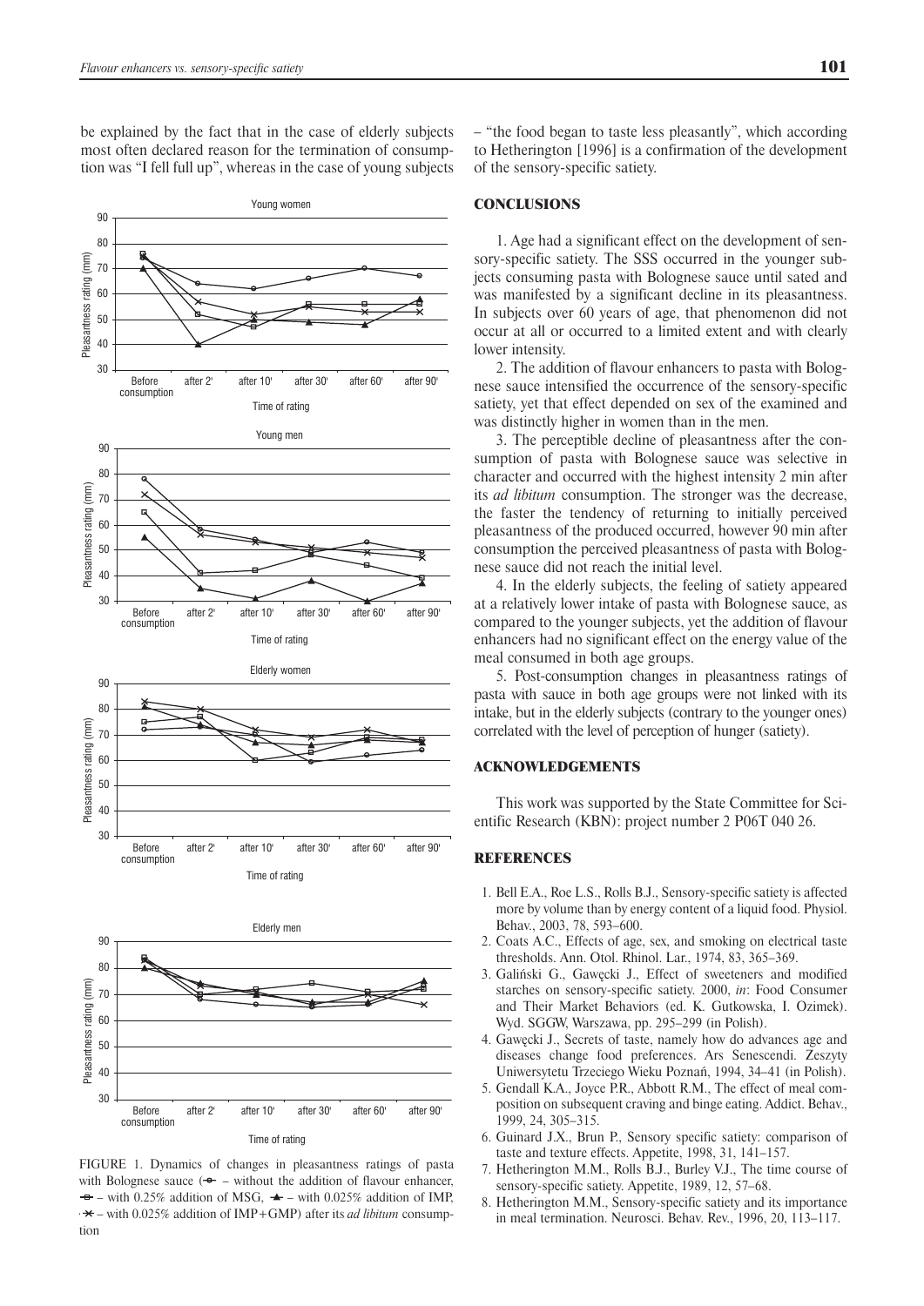be explained by the fact that in the case of elderly subjects most often declared reason for the termination of consumption was "I fell full up", whereas in the case of young subjects – "the food began to taste less pleasantly", which according to Hetherington [1996] is a confirmation of the development of the sensory-specific satiety.

FIGURE 1. Dynamics of changes in pleasantness ratings of pasta with Bolognese sauce (-o- – without the addition of flavour enhancer, -□- – with 0.25% addition of MSG, -▲- – with 0.025% addition of IMP, -×- – with 0.025% addition of IMP+GMP) after its *ad libitum* consumption

## CONCLUSIONS

1. Age had a significant effect on the development of sensory-specific satiety. The SSS occurred in the younger subjects consuming pasta with Bolognese sauce until sated and was manifested by a significant decline in its pleasantness. In subjects over 60 years of age, that phenomenon did not occur at all or occurred to a limited extent and with clearly lower intensity.

2. The addition of flavour enhancers to pasta with Bolognese sauce intensified the occurrence of the sensory-specific satiety, yet that effect depended on sex of the examined and was distinctly higher in women than in the men.

3. The perceptible decline of pleasantness after the consumption of pasta with Bolognese sauce was selective in character and occurred with the highest intensity 2 min after its *ad libitum* consumption. The stronger was the decrease, the faster the tendency of returning to initially perceived pleasantness of the produced occurred, however 90 min after consumption the perceived pleasantness of pasta with Bolognese sauce did not reach the initial level.

4. In the elderly subjects, the feeling of satiety appeared at a relatively lower intake of pasta with Bolognese sauce, as compared to the younger subjects, yet the addition of flavour enhancers had no significant effect on the energy value of the meal consumed in both age groups.

5. Post-consumption changes in pleasantness ratings of pasta with sauce in both age groups were not linked with its intake, but in the elderly subjects (contrary to the younger ones) correlated with the level of perception of hunger (satiety).

## ACKNOWLEDGEMENTS

This work was supported by the State Committee for Scientific Research (KBN): project number 2 P06T 040 26.

## REFERENCES

1. Bell E.A., Roe L.S., Rolls B.J., Sensory-specific satiety is affected more by volume than by energy content of a liquid food. Physiol. Behav., 2003, 78, 593–600.
2. Coats A.C., Effects of age, sex, and smoking on electrical taste thresholds. Ann. Otol. Rhinol. Lar., 1974, 83, 365–369.
3. Galiński G., Gawęcki J., Effect of sweeteners and modified starches on sensory-specific satiety. 2000, *in*: Food Consumer and Their Market Behaviors (ed. K. Gutkowska, I. Ozimek). Wyd. SGGW, Warszawa, pp. 295–299 (in Polish).
4. Gawęcki J., Secrets of taste, namely how do advances age and diseases change food preferences. Ars Senescendi. Zeszyty Uniwersytetu Trzeciego Wieku Poznań, 1994, 34–41 (in Polish).
5. Gendall K.A., Joyce P.R., Abbott R.M., The effect of meal composition on subsequent craving and binge eating. Addict. Behav., 1999, 24, 305–315.
6. Guinard J.X., Brun P., Sensory specific satiety: comparison of taste and texture effects. Appetite, 1998, 31, 141–157.
7. Hetherington M.M., Rolls B.J., Burley V.J., The time course of sensory-specific satiety. Appetite, 1989, 12, 57–68.
8. Hetherington M.M., Sensory-specific satiety and its importance in meal termination. Neurosci. Behav. Rev., 1996, 20, 113–117.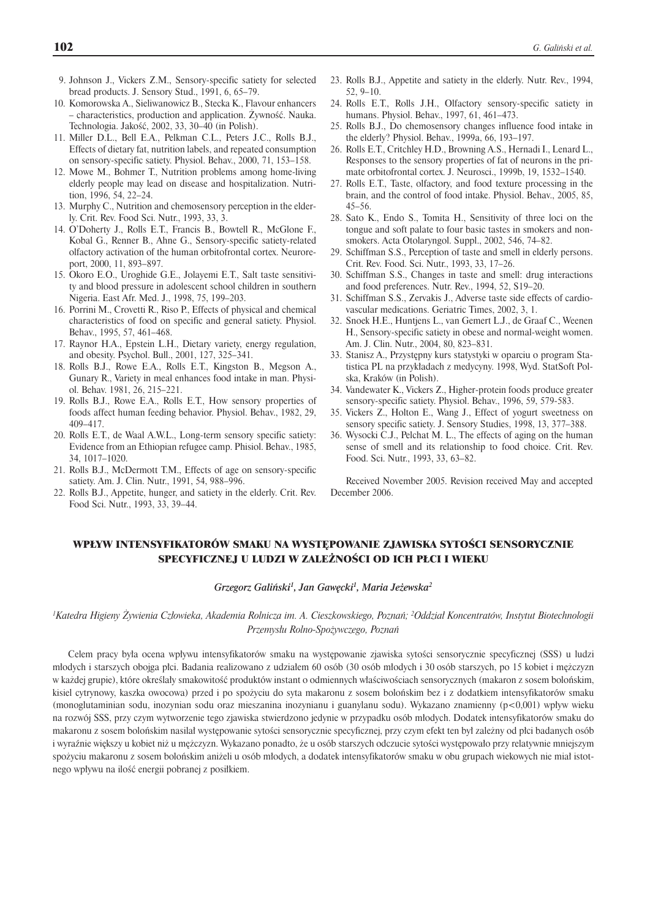9. Johnson J., Vickers Z.M., Sensory-specific satiety for selected bread products. J. Sensory Stud., 1991, 6, 65–79.
10. Komorowska A., Sieliwanowicz B., Stecka K., Flavour enhancers – characteristics, production and application. Żywność. Nauka. Technologia. Jakość, 2002, 33, 30–40 (in Polish).
11. Miller D.L., Bell E.A., Pelkman C.L., Peters J.C., Rolls B.J., Effects of dietary fat, nutrition labels, and repeated consumption on sensory-specific satiety. Physiol. Behav., 2000, 71, 153–158.
12. Mowe M., Bohmer T., Nutrition problems among home-living elderly people may lead on disease and hospitalization. Nutrition, 1996, 54, 22–24.
13. Murphy C., Nutrition and chemosensory perception in the elderly. Crit. Rev. Food Sci. Nutr., 1993, 33, 3.
14. O'Doherty J., Rolls E.T., Francis B., Bowtell R., McGlone F., Kobal G., Renner B., Ahne G., Sensory-specific satiety-related olfactory activation of the human orbitofrontal cortex. Neuroreport, 2000, 11, 893–897.
15. Okoro E.O., Uroghide G.E., Jolayemi E.T., Salt taste sensitivity and blood pressure in adolescent school children in southern Nigeria. East Afr. Med. J., 1998, 75, 199–203.
16. Porrini M., Crovetti R., Riso P., Effects of physical and chemical characteristics of food on specific and general satiety. Physiol. Behav., 1995, 57, 461–468.
17. Raynor H.A., Epstein L.H., Dietary variety, energy regulation, and obesity. Psychol. Bull., 2001, 127, 325–341.
18. Rolls B.J., Rowe E.A., Rolls E.T., Kingston B., Megson A., Gunary R., Variety in meal enhances food intake in man. Physiol. Behav. 1981, 26, 215–221.
19. Rolls B.J., Rowe E.A., Rolls E.T., How sensory properties of foods affect human feeding behavior. Physiol. Behav., 1982, 29, 409–417.
20. Rolls E.T., de Waal A.W.L., Long-term sensory specific satiety: Evidence from an Ethiopian refugee camp. Phisiol. Behav., 1985, 34, 1017–1020.
21. Rolls B.J., McDermott T.M., Effects of age on sensory-specific satiety. Am. J. Clin. Nutr., 1991, 54, 988–996.
22. Rolls B.J., Appetite, hunger, and satiety in the elderly. Crit. Rev. Food Sci. Nutr., 1993, 33, 39–44.
23. Rolls B.J., Appetite and satiety in the elderly. Nutr. Rev., 1994, 52, 9–10.
24. Rolls E.T., Rolls J.H., Olfactory sensory-specific satiety in humans. Physiol. Behav., 1997, 61, 461–473.
25. Rolls B.J., Do chemosensory changes influence food intake in the elderly? Physiol. Behav., 1999a, 66, 193–197.
26. Rolls E.T., Critchley H.D., Browning A.S., Hernadi I., Lenard L., Responses to the sensory properties of fat of neurons in the primate orbitofrontal cortex. J. Neurosci., 1999b, 19, 1532–1540.
27. Rolls E.T., Taste, olfactory, and food texture processing in the brain, and the control of food intake. Physiol. Behav., 2005, 85, 45–56.
28. Sato K., Endo S., Tomita H., Sensitivity of three loci on the tongue and soft palate to four basic tastes in smokers and non-smokers. Acta Otolaryngol. Suppl., 2002, 546, 74–82.
29. Schiffman S.S., Perception of taste and smell in elderly persons. Crit. Rev. Food. Sci. Nutr., 1993, 33, 17–26.
30. Schiffman S.S., Changes in taste and smell: drug interactions and food preferences. Nutr. Rev., 1994, 52, S19–20.
31. Schiffman S.S., Zervakis J., Adverse taste side effects of cardiovascular medications. Geriatric Times, 2002, 3, 1.
32. Snoek H.E., Huntjens L., van Gemert L.J., de Graaf C., Weenen H., Sensory-specific satiety in obese and normal-weight women. Am. J. Clin. Nutr., 2004, 80, 823–831.
33. Stanisz A., Przystępny kurs statystyki w oparciu o program Statistica PL na przykładach z medycyny. 1998, Wyd. StatSoft Polska, Kraków (in Polish).
34. Vandewater K., Vickers Z., Higher-protein foods produce greater sensory-specific satiety. Physiol. Behav., 1996, 59, 579-583.
35. Vickers Z., Holton E., Wang J., Effect of yogurt sweetness on sensory specific satiety. J. Sensory Studies, 1998, 13, 377–388.
36. Wysocki C.J., Pelchat M. L., The effects of aging on the human sense of smell and its relationship to food choice. Crit. Rev. Food. Sci. Nutr., 1993, 33, 63–82.

Received November 2005. Revision received May and accepted December 2006.

## WPŁYW INTENSYFIKATORÓW SMAKU NA WYSTĘPOWANIE ZJAWISKA SYTOŚCI SENSORYCZNIE SPECYFICZNEJ U LUDZI W ZALEŻNOŚCI OD ICH PŁCI I WIEKU

***Grzegorz Galiński[1], Jan Gawęcki[1], Maria Jeżewska[2]***

*[1]Katedra Higieny Żywienia Człowieka, Akademia Rolnicza im. A. Cieszkowskiego, Poznań; [2]Oddział Koncentratów, Instytut Biotechnologii Przemysłu Rolno-Spożywczego, Poznań*

Celem pracy była ocena wpływu intensyfikatorów smaku na występowanie zjawiska sytości sensorycznie specyficznej (SSS) u ludzi młodych i starszych obojga płci. Badania realizowano z udziałem 60 osób (30 osób młodych i 30 osób starszych, po 15 kobiet i mężczyzn w każdej grupie), które określały smakowitość produktów instant o odmiennych właściwościach sensorycznych (makaron z sosem bolońskim, kisiel cytrynowy, kaszka owocowa) przed i po spożyciu do syta makaronu z sosem bolońskim bez i z dodatkiem intensyfikatorów smaku (monoglutaminian sodu, inozynian sodu oraz mieszanina inozynianu i guanylanu sodu). Wykazano znamienny ($p<0{,}001$) wpływ wieku na rozwój SSS, przy czym wytworzenie tego zjawiska stwierdzono jedynie w przypadku osób młodych. Dodatek intensyfikatorów smaku do makaronu z sosem bolońskim nasilał występowanie sytości sensorycznie specyficznej, przy czym efekt ten był zależny od płci badanych osób i wyraźnie większy u kobiet niż u mężczyzn. Wykazano ponadto, że u osób starszych odczucie sytości występowało przy relatywnie mniejszym spożyciu makaronu z sosem bolońskim aniżeli u osób młodych, a dodatek intensyfikatorów smaku w obu grupach wiekowych nie miał istotnego wpływu na ilość energii pobranej z posiłkiem.